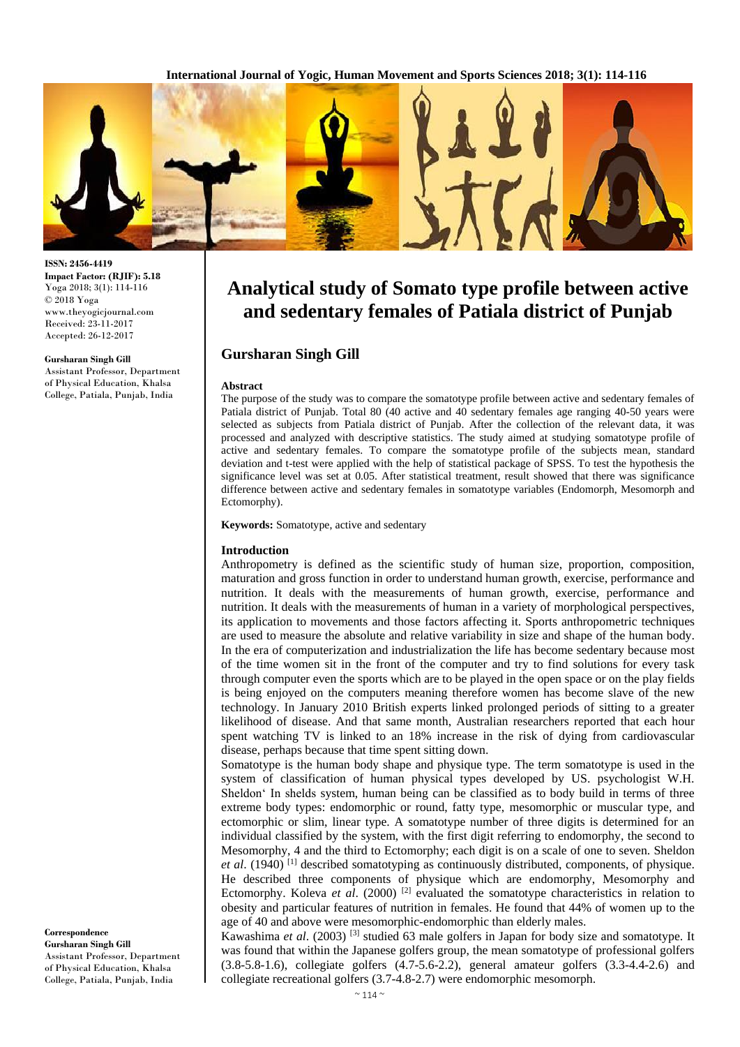ISSN: 2456-4419
**Impact Factor: (RJIF): 5.18**
Yoga 2018; 3(1): 114-116
© 2018 Yoga
www.theyogicjournal.com
Received: 23-11-2017
Accepted: 26-12-2017

**Gursharan Singh Gill**
Assistant Professor, Department of Physical Education, Khalsa College, Patiala, Punjab, India

**Correspondence**
**Gursharan Singh Gill**
Assistant Professor, Department of Physical Education, Khalsa College, Patiala, Punjab, India

# Analytical study of Somato type profile between active and sedentary females of Patiala district of Punjab

## Gursharan Singh Gill

### Abstract

The purpose of the study was to compare the somatotype profile between active and sedentary females of Patiala district of Punjab. Total 80 (40 active and 40 sedentary females age ranging 40-50 years were selected as subjects from Patiala district of Punjab. After the collection of the relevant data, it was processed and analyzed with descriptive statistics. The study aimed at studying somatotype profile of active and sedentary females. To compare the somatotype profile of the subjects mean, standard deviation and t-test were applied with the help of statistical package of SPSS. To test the hypothesis the significance level was set at 0.05. After statistical treatment, result showed that there was significance difference between active and sedentary females in somatotype variables (Endomorph, Mesomorph and Ectomorphy).

**Keywords:** Somatotype, active and sedentary

### Introduction

Anthropometry is defined as the scientific study of human size, proportion, composition, maturation and gross function in order to understand human growth, exercise, performance and nutrition. It deals with the measurements of human growth, exercise, performance and nutrition. It deals with the measurements of human in a variety of morphological perspectives, its application to movements and those factors affecting it. Sports anthropometric techniques are used to measure the absolute and relative variability in size and shape of the human body. In the era of computerization and industrialization the life has become sedentary because most of the time women sit in the front of the computer and try to find solutions for every task through computer even the sports which are to be played in the open space or on the play fields is being enjoyed on the computers meaning therefore women has become slave of the new technology. In January 2010 British experts linked prolonged periods of sitting to a greater likelihood of disease. And that same month, Australian researchers reported that each hour spent watching TV is linked to an 18% increase in the risk of dying from cardiovascular disease, perhaps because that time spent sitting down.

Somatotype is the human body shape and physique type. The term somatotype is used in the system of classification of human physical types developed by US. psychologist W.H. Sheldon' In shelds system, human being can be classified as to body build in terms of three extreme body types: endomorphic or round, fatty type, mesomorphic or muscular type, and ectomorphic or slim, linear type. A somatotype number of three digits is determined for an individual classified by the system, with the first digit referring to endomorphy, the second to Mesomorphy, 4 and the third to Ectomorphy; each digit is on a scale of one to seven. Sheldon *et al*. (1940) [1] described somatotyping as continuously distributed, components, of physique. He described three components of physique which are endomorphy, Mesomorphy and Ectomorphy. Koleva *et al*. (2000) [2] evaluated the somatotype characteristics in relation to obesity and particular features of nutrition in females. He found that 44% of women up to the age of 40 and above were mesomorphic-endomorphic than elderly males.

Kawashima *et al*. (2003) [3] studied 63 male golfers in Japan for body size and somatotype. It was found that within the Japanese golfers group, the mean somatotype of professional golfers (3.8-5.8-1.6), collegiate golfers (4.7-5.6-2.2), general amateur golfers (3.3-4.4-2.6) and collegiate recreational golfers (3.7-4.8-2.7) were endomorphic mesomorph.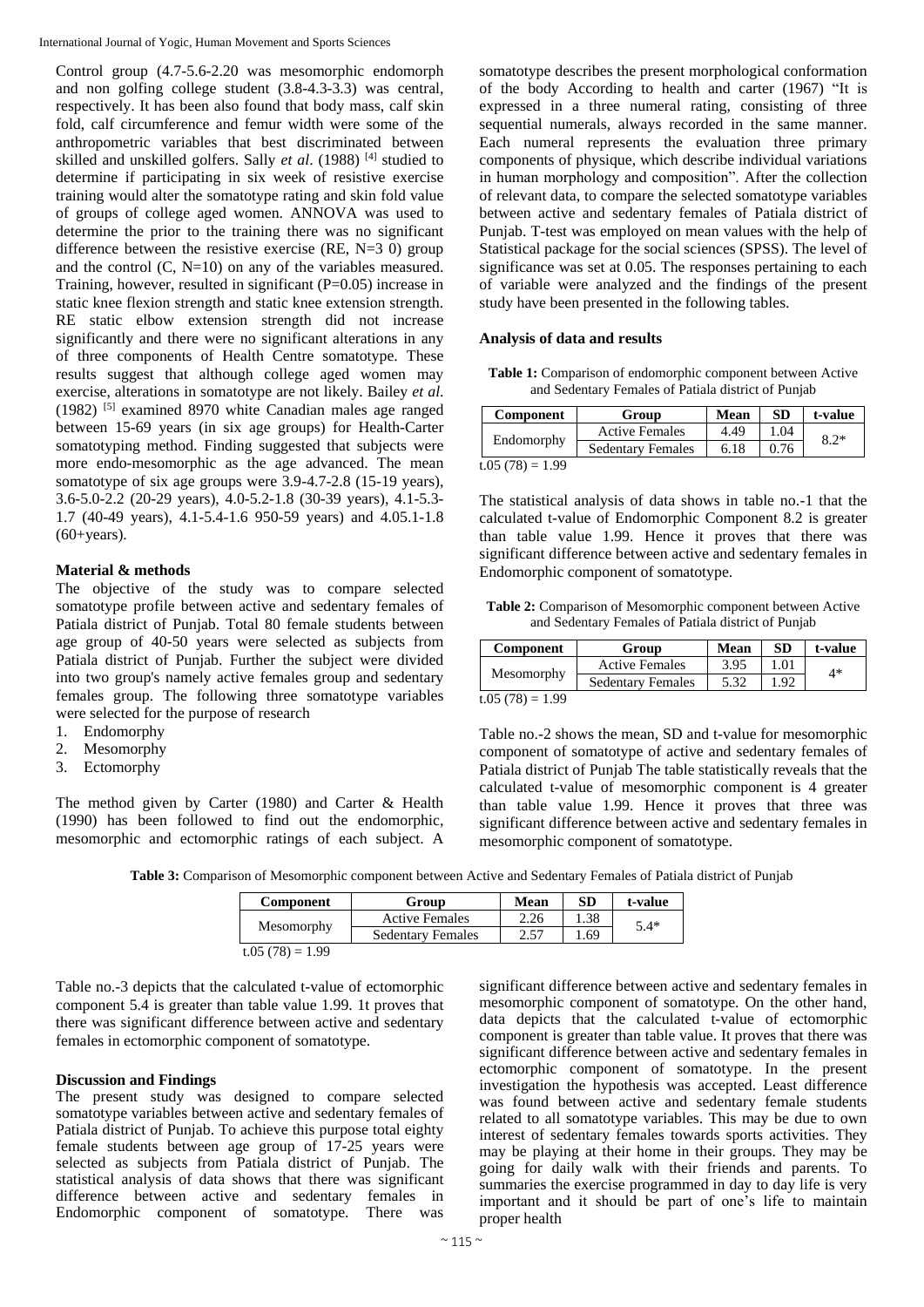Control group (4.7-5.6-2.20 was mesomorphic endomorph and non golfing college student (3.8-4.3-3.3) was central, respectively. It has been also found that body mass, calf skin fold, calf circumference and femur width were some of the anthropometric variables that best discriminated between skilled and unskilled golfers. Sally *et al*. (1988) [4] studied to determine if participating in six week of resistive exercise training would alter the somatotype rating and skin fold value of groups of college aged women. ANNOVA was used to determine the prior to the training there was no significant difference between the resistive exercise (RE, N=3 0) group and the control (C, N=10) on any of the variables measured. Training, however, resulted in significant (P=0.05) increase in static knee flexion strength and static knee extension strength. RE static elbow extension strength did not increase significantly and there were no significant alterations in any of three components of Health Centre somatotype. These results suggest that although college aged women may exercise, alterations in somatotype are not likely. Bailey *et al*. (1982) [5] examined 8970 white Canadian males age ranged between 15-69 years (in six age groups) for Health-Carter somatotyping method. Finding suggested that subjects were more endo-mesomorphic as the age advanced. The mean somatotype of six age groups were 3.9-4.7-2.8 (15-19 years), 3.6-5.0-2.2 (20-29 years), 4.0-5.2-1.8 (30-39 years), 4.1-5.3-1.7 (40-49 years), 4.1-5.4-1.6 950-59 years) and 4.05.1-1.8 (60+years).

## Material & methods

The objective of the study was to compare selected somatotype profile between active and sedentary females of Patiala district of Punjab. Total 80 female students between age group of 40-50 years were selected as subjects from Patiala district of Punjab. Further the subject were divided into two group's namely active females group and sedentary females group. The following three somatotype variables were selected for the purpose of research

1. Endomorphy
2. Mesomorphy
3. Ectomorphy

The method given by Carter (1980) and Carter & Health (1990) has been followed to find out the endomorphic, mesomorphic and ectomorphic ratings of each subject. A somatotype describes the present morphological conformation of the body According to health and carter (1967) "It is expressed in a three numeral rating, consisting of three sequential numerals, always recorded in the same manner. Each numeral represents the evaluation three primary components of physique, which describe individual variations in human morphology and composition". After the collection of relevant data, to compare the selected somatotype variables between active and sedentary females of Patiala district of Punjab. T-test was employed on mean values with the help of Statistical package for the social sciences (SPSS). The level of significance was set at 0.05. The responses pertaining to each of variable were analyzed and the findings of the present study have been presented in the following tables.

## Analysis of data and results

**Table 1:** Comparison of endomorphic component between Active and Sedentary Females of Patiala district of Punjab

| Component | Group | Mean | SD | t-value |
|---|---|---|---|---|
| Endomorphy | Active Females | 4.49 | 1.04 | 8.2* |
| | Sedentary Females | 6.18 | 0.76 | |

t.05 (78) = 1.99

The statistical analysis of data shows in table no.-1 that the calculated t-value of Endomorphic Component 8.2 is greater than table value 1.99. Hence it proves that there was significant difference between active and sedentary females in Endomorphic component of somatotype.

**Table 2:** Comparison of Mesomorphic component between Active and Sedentary Females of Patiala district of Punjab

| Component | Group | Mean | SD | t-value |
|---|---|---|---|---|
| Mesomorphy | Active Females | 3.95 | 1.01 | 4* |
| | Sedentary Females | 5.32 | 1.92 | |

t.05 (78) = 1.99

Table no.-2 shows the mean, SD and t-value for mesomorphic component of somatotype of active and sedentary females of Patiala district of Punjab The table statistically reveals that the calculated t-value of mesomorphic component is 4 greater than table value 1.99. Hence it proves that three was significant difference between active and sedentary females in mesomorphic component of somatotype.

**Table 3:** Comparison of Mesomorphic component between Active and Sedentary Females of Patiala district of Punjab

| Component | Group | Mean | SD | t-value |
|---|---|---|---|---|
| Mesomorphy | Active Females | 2.26 | 1.38 | 5.4* |
| | Sedentary Females | 2.57 | 1.69 | |

t.05 (78) = 1.99

Table no.-3 depicts that the calculated t-value of ectomorphic component 5.4 is greater than table value 1.99. 1t proves that there was significant difference between active and sedentary females in ectomorphic component of somatotype.

## Discussion and Findings

The present study was designed to compare selected somatotype variables between active and sedentary females of Patiala district of Punjab. To achieve this purpose total eighty female students between age group of 17-25 years were selected as subjects from Patiala district of Punjab. The statistical analysis of data shows that there was significant difference between active and sedentary females in Endomorphic component of somatotype. There was significant difference between active and sedentary females in mesomorphic component of somatotype. On the other hand, data depicts that the calculated t-value of ectomorphic component is greater than table value. It proves that there was significant difference between active and sedentary females in ectomorphic component of somatotype. In the present investigation the hypothesis was accepted. Least difference was found between active and sedentary female students related to all somatotype variables. This may be due to own interest of sedentary females towards sports activities. They may be playing at their home in their groups. They may be going for daily walk with their friends and parents. To summaries the exercise programmed in day to day life is very important and it should be part of one's life to maintain proper health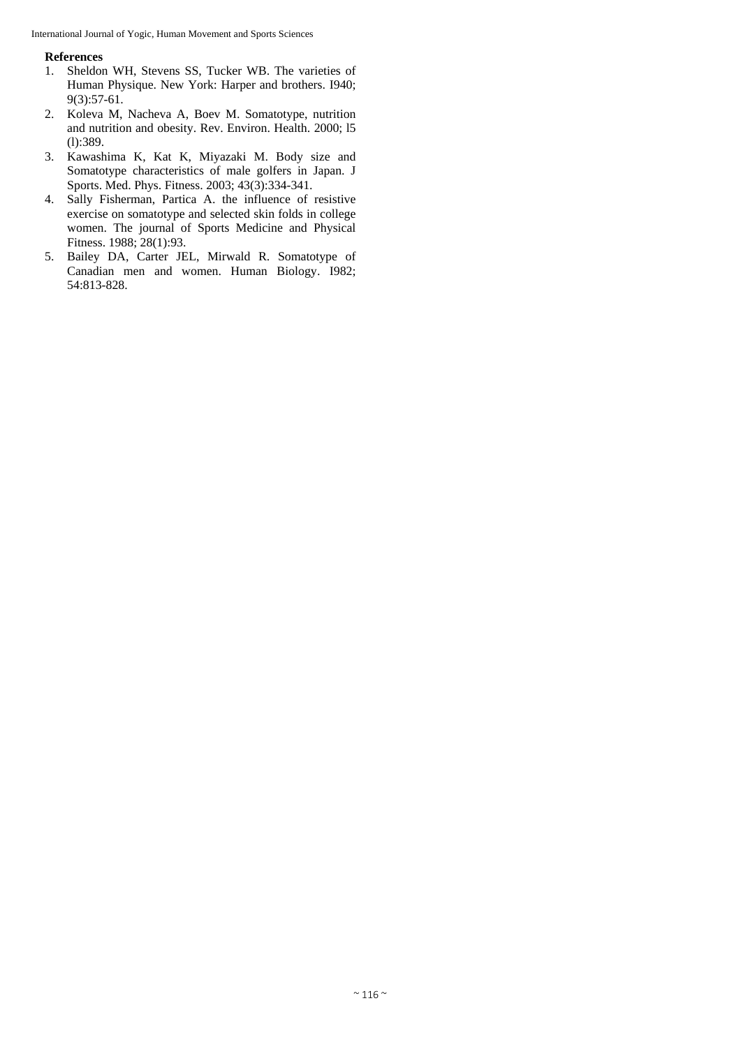**References**

1. Sheldon WH, Stevens SS, Tucker WB. The varieties of Human Physique. New York: Harper and brothers. I940; 9(3):57-61.
2. Koleva M, Nacheva A, Boev M. Somatotype, nutrition and nutrition and obesity. Rev. Environ. Health. 2000; l5 (l):389.
3. Kawashima K, Kat K, Miyazaki M. Body size and Somatotype characteristics of male golfers in Japan. J Sports. Med. Phys. Fitness. 2003; 43(3):334-341.
4. Sally Fisherman, Partica A. the influence of resistive exercise on somatotype and selected skin folds in college women. The journal of Sports Medicine and Physical Fitness. 1988; 28(1):93.
5. Bailey DA, Carter JEL, Mirwald R. Somatotype of Canadian men and women. Human Biology. I982; 54:813-828.